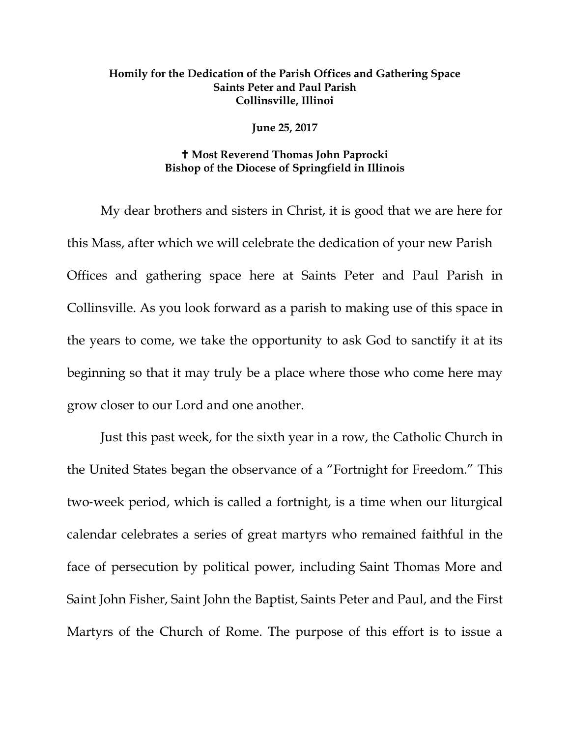**Homily for the Dedication of the Parish Offices and Gathering Space**
**Saints Peter and Paul Parish**
**Collinsville, Illinoi**

**June 25, 2017**

**✝ Most Reverend Thomas John Paprocki**
**Bishop of the Diocese of Springfield in Illinois**

My dear brothers and sisters in Christ, it is good that we are here for this Mass, after which we will celebrate the dedication of your new Parish Offices and gathering space here at Saints Peter and Paul Parish in Collinsville. As you look forward as a parish to making use of this space in the years to come, we take the opportunity to ask God to sanctify it at its beginning so that it may truly be a place where those who come here may grow closer to our Lord and one another.

Just this past week, for the sixth year in a row, the Catholic Church in the United States began the observance of a "Fortnight for Freedom." This two-week period, which is called a fortnight, is a time when our liturgical calendar celebrates a series of great martyrs who remained faithful in the face of persecution by political power, including Saint Thomas More and Saint John Fisher, Saint John the Baptist, Saints Peter and Paul, and the First Martyrs of the Church of Rome. The purpose of this effort is to issue a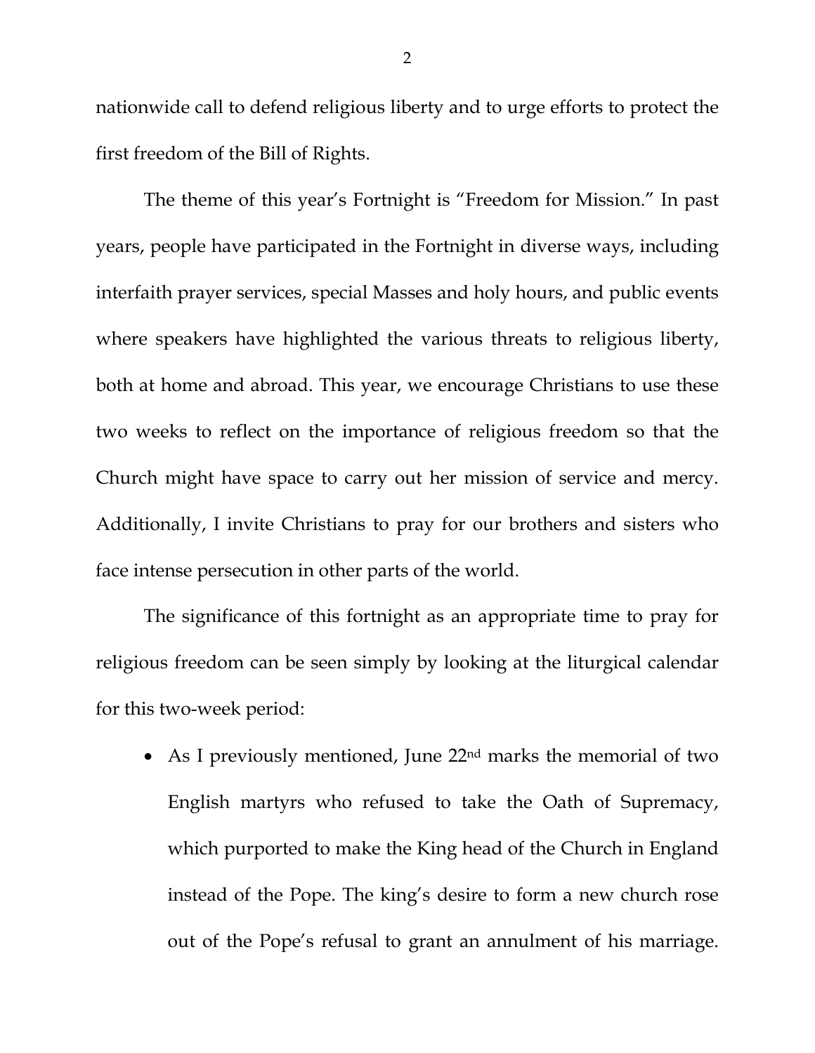nationwide call to defend religious liberty and to urge efforts to protect the first freedom of the Bill of Rights.

The theme of this year's Fortnight is "Freedom for Mission." In past years, people have participated in the Fortnight in diverse ways, including interfaith prayer services, special Masses and holy hours, and public events where speakers have highlighted the various threats to religious liberty, both at home and abroad. This year, we encourage Christians to use these two weeks to reflect on the importance of religious freedom so that the Church might have space to carry out her mission of service and mercy. Additionally, I invite Christians to pray for our brothers and sisters who face intense persecution in other parts of the world.

The significance of this fortnight as an appropriate time to pray for religious freedom can be seen simply by looking at the liturgical calendar for this two-week period:

- As I previously mentioned, June 22nd marks the memorial of two English martyrs who refused to take the Oath of Supremacy, which purported to make the King head of the Church in England instead of the Pope. The king's desire to form a new church rose out of the Pope's refusal to grant an annulment of his marriage.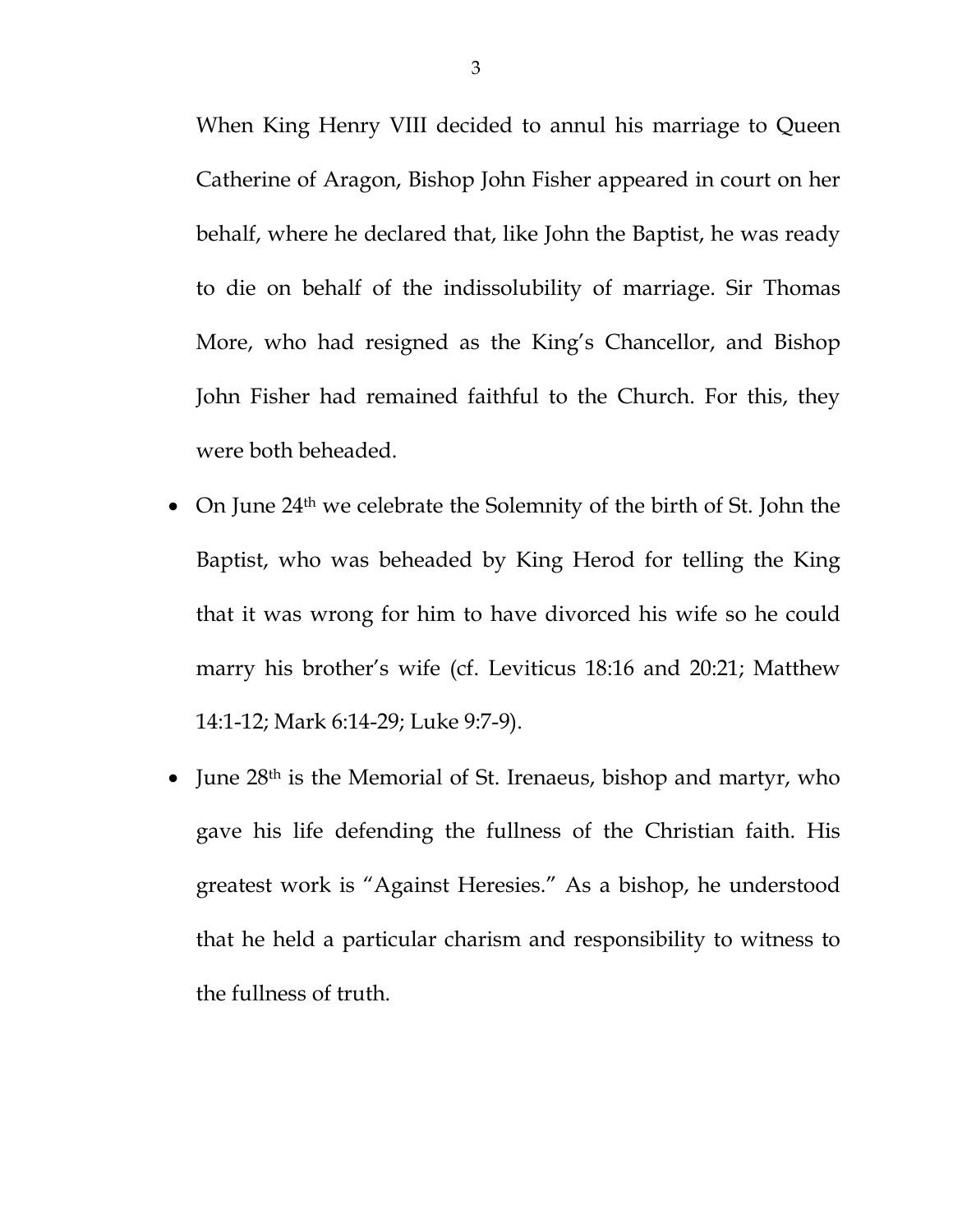When King Henry VIII decided to annul his marriage to Queen Catherine of Aragon, Bishop John Fisher appeared in court on her behalf, where he declared that, like John the Baptist, he was ready to die on behalf of the indissolubility of marriage. Sir Thomas More, who had resigned as the King's Chancellor, and Bishop John Fisher had remained faithful to the Church. For this, they were both beheaded.

- On June 24th we celebrate the Solemnity of the birth of St. John the Baptist, who was beheaded by King Herod for telling the King that it was wrong for him to have divorced his wife so he could marry his brother's wife (cf. Leviticus 18:16 and 20:21; Matthew 14:1-12; Mark 6:14-29; Luke 9:7-9).
- June 28th is the Memorial of St. Irenaeus, bishop and martyr, who gave his life defending the fullness of the Christian faith. His greatest work is "Against Heresies." As a bishop, he understood that he held a particular charism and responsibility to witness to the fullness of truth.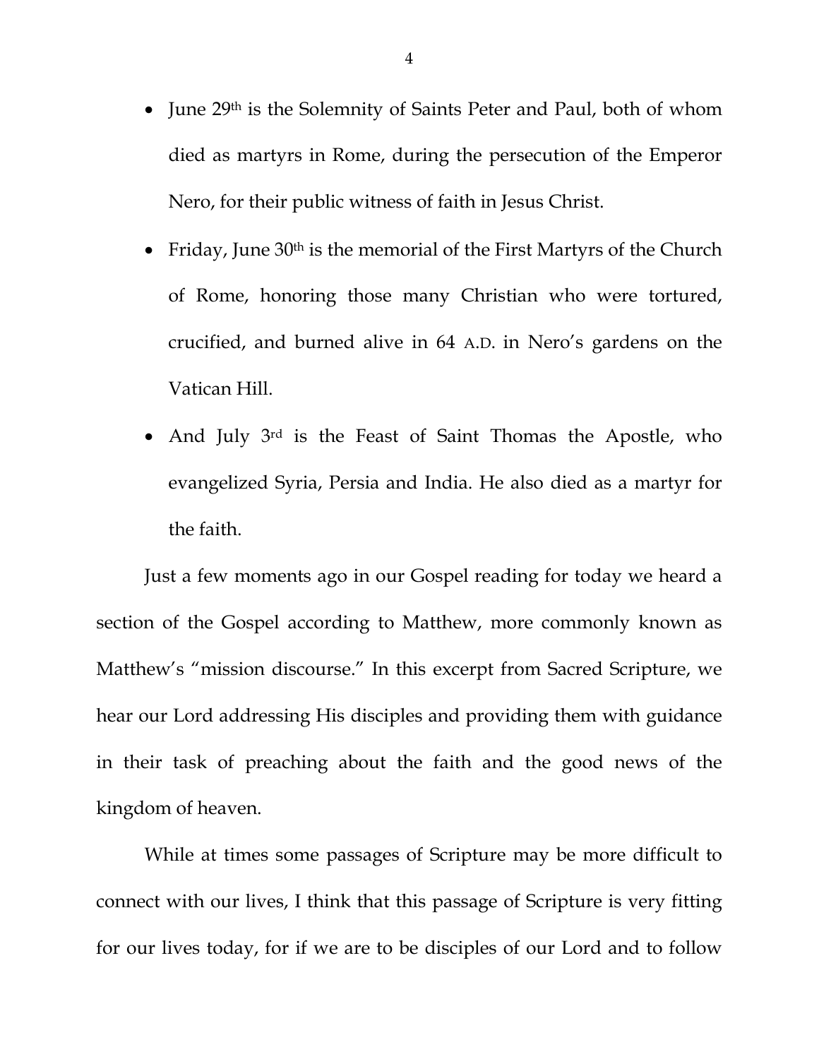- June 29th is the Solemnity of Saints Peter and Paul, both of whom died as martyrs in Rome, during the persecution of the Emperor Nero, for their public witness of faith in Jesus Christ.
- Friday, June 30th is the memorial of the First Martyrs of the Church of Rome, honoring those many Christian who were tortured, crucified, and burned alive in 64 A.D. in Nero's gardens on the Vatican Hill.
- And July 3rd is the Feast of Saint Thomas the Apostle, who evangelized Syria, Persia and India. He also died as a martyr for the faith.

Just a few moments ago in our Gospel reading for today we heard a section of the Gospel according to Matthew, more commonly known as Matthew's "mission discourse." In this excerpt from Sacred Scripture, we hear our Lord addressing His disciples and providing them with guidance in their task of preaching about the faith and the good news of the kingdom of heaven.

While at times some passages of Scripture may be more difficult to connect with our lives, I think that this passage of Scripture is very fitting for our lives today, for if we are to be disciples of our Lord and to follow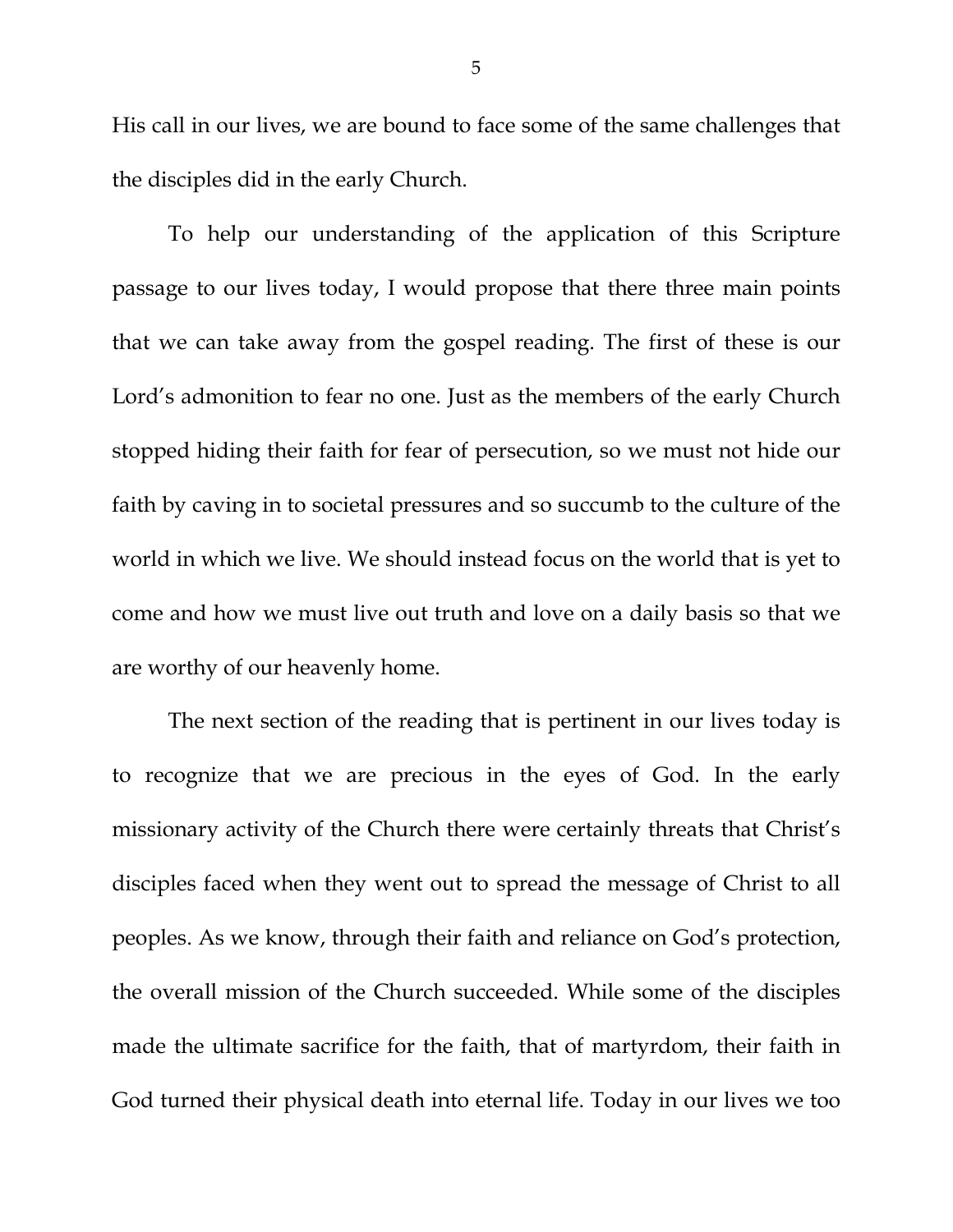His call in our lives, we are bound to face some of the same challenges that the disciples did in the early Church.

To help our understanding of the application of this Scripture passage to our lives today, I would propose that there three main points that we can take away from the gospel reading. The first of these is our Lord's admonition to fear no one. Just as the members of the early Church stopped hiding their faith for fear of persecution, so we must not hide our faith by caving in to societal pressures and so succumb to the culture of the world in which we live. We should instead focus on the world that is yet to come and how we must live out truth and love on a daily basis so that we are worthy of our heavenly home.

The next section of the reading that is pertinent in our lives today is to recognize that we are precious in the eyes of God. In the early missionary activity of the Church there were certainly threats that Christ's disciples faced when they went out to spread the message of Christ to all peoples. As we know, through their faith and reliance on God's protection, the overall mission of the Church succeeded. While some of the disciples made the ultimate sacrifice for the faith, that of martyrdom, their faith in God turned their physical death into eternal life. Today in our lives we too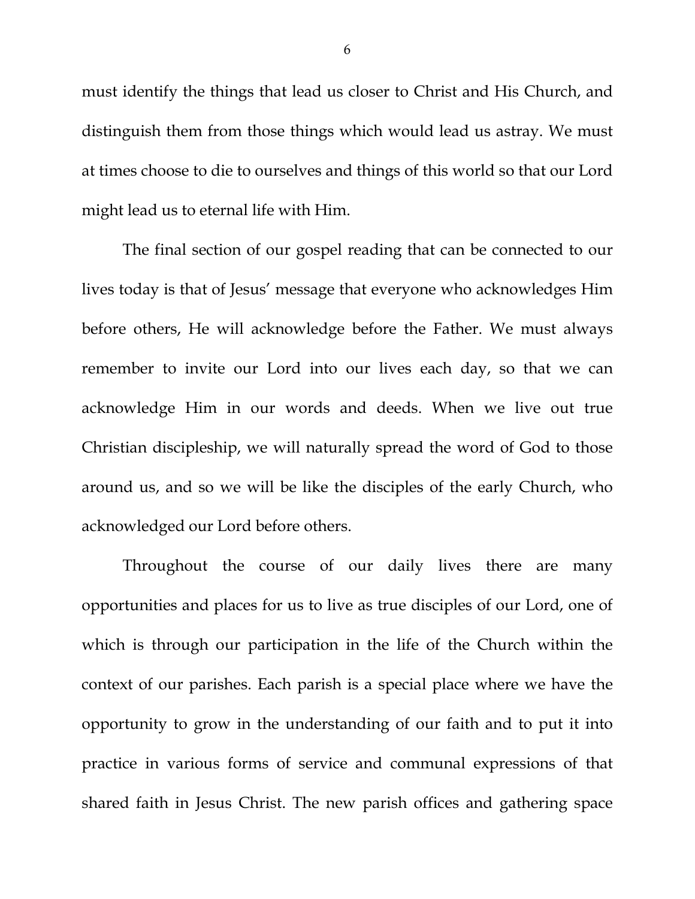must identify the things that lead us closer to Christ and His Church, and distinguish them from those things which would lead us astray. We must at times choose to die to ourselves and things of this world so that our Lord might lead us to eternal life with Him.

The final section of our gospel reading that can be connected to our lives today is that of Jesus' message that everyone who acknowledges Him before others, He will acknowledge before the Father. We must always remember to invite our Lord into our lives each day, so that we can acknowledge Him in our words and deeds. When we live out true Christian discipleship, we will naturally spread the word of God to those around us, and so we will be like the disciples of the early Church, who acknowledged our Lord before others.

Throughout the course of our daily lives there are many opportunities and places for us to live as true disciples of our Lord, one of which is through our participation in the life of the Church within the context of our parishes. Each parish is a special place where we have the opportunity to grow in the understanding of our faith and to put it into practice in various forms of service and communal expressions of that shared faith in Jesus Christ. The new parish offices and gathering space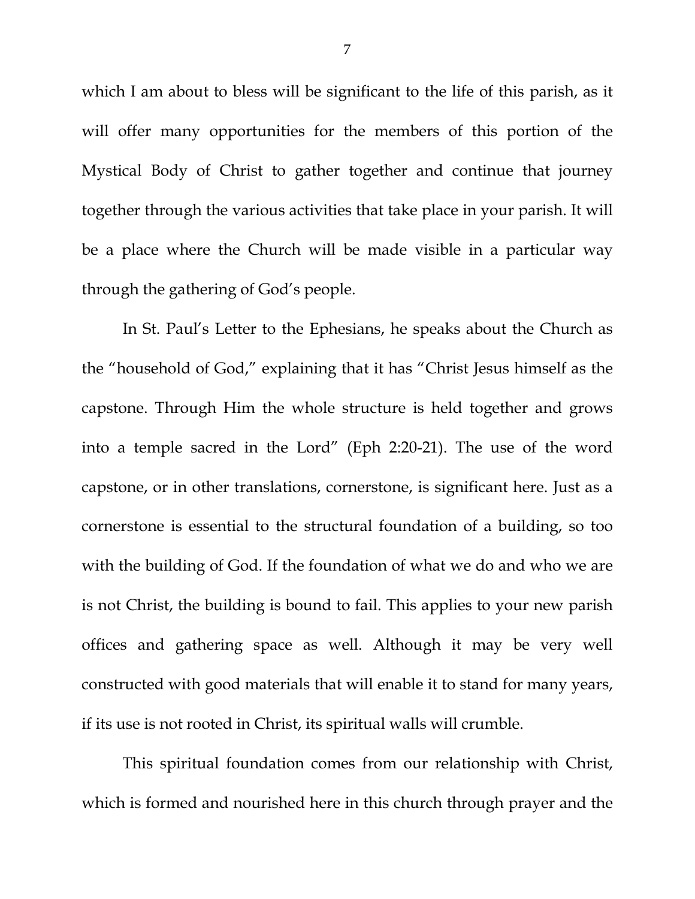which I am about to bless will be significant to the life of this parish, as it will offer many opportunities for the members of this portion of the Mystical Body of Christ to gather together and continue that journey together through the various activities that take place in your parish. It will be a place where the Church will be made visible in a particular way through the gathering of God's people.

In St. Paul's Letter to the Ephesians, he speaks about the Church as the "household of God," explaining that it has "Christ Jesus himself as the capstone. Through Him the whole structure is held together and grows into a temple sacred in the Lord" (Eph 2:20-21). The use of the word capstone, or in other translations, cornerstone, is significant here. Just as a cornerstone is essential to the structural foundation of a building, so too with the building of God. If the foundation of what we do and who we are is not Christ, the building is bound to fail. This applies to your new parish offices and gathering space as well. Although it may be very well constructed with good materials that will enable it to stand for many years, if its use is not rooted in Christ, its spiritual walls will crumble.

This spiritual foundation comes from our relationship with Christ, which is formed and nourished here in this church through prayer and the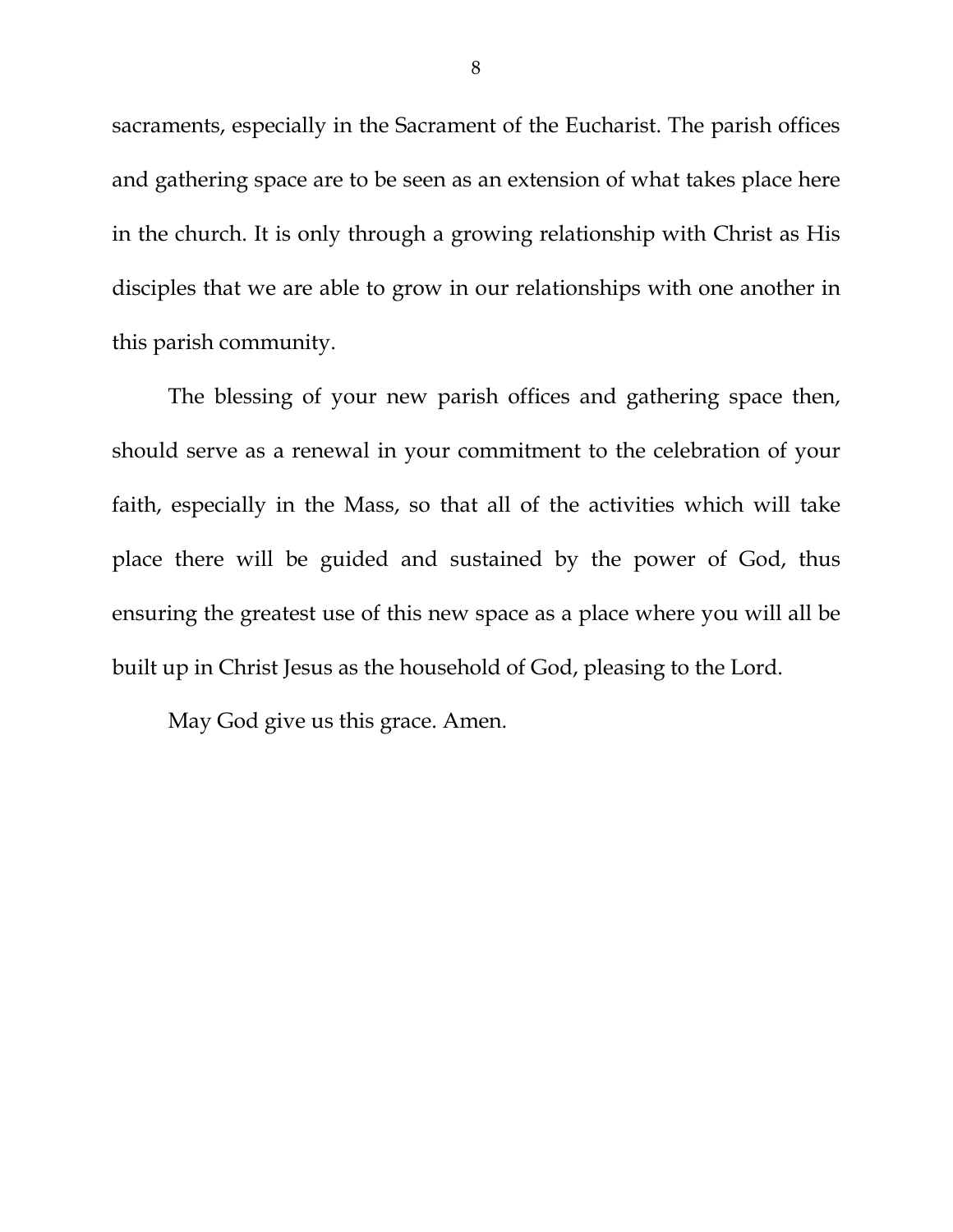sacraments, especially in the Sacrament of the Eucharist. The parish offices and gathering space are to be seen as an extension of what takes place here in the church. It is only through a growing relationship with Christ as His disciples that we are able to grow in our relationships with one another in this parish community.

The blessing of your new parish offices and gathering space then, should serve as a renewal in your commitment to the celebration of your faith, especially in the Mass, so that all of the activities which will take place there will be guided and sustained by the power of God, thus ensuring the greatest use of this new space as a place where you will all be built up in Christ Jesus as the household of God, pleasing to the Lord.

May God give us this grace. Amen.